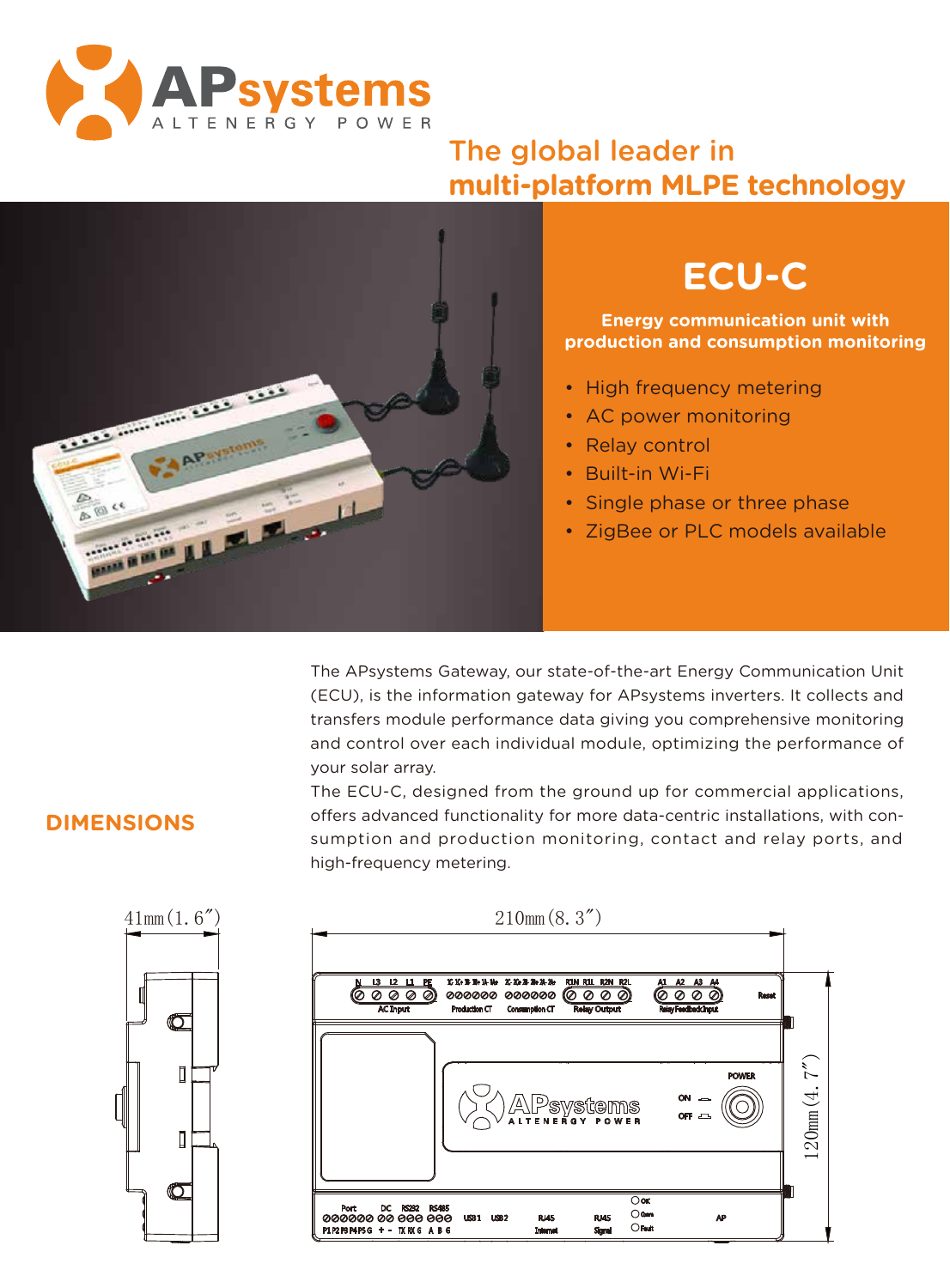# APsystems

ALTENERGY POWER

The global leader in
**multi-platform MLPE technology**

# ECU-C

**Energy communication unit with production and consumption monitoring**

- High frequency metering
- AC power monitoring
- Relay control
- Built-in Wi-Fi
- Single phase or three phase
- ZigBee or PLC models available

The APsystems Gateway, our state-of-the-art Energy Communication Unit (ECU), is the information gateway for APsystems inverters. It collects and transfers module performance data giving you comprehensive monitoring and control over each individual module, optimizing the performance of your solar array.

The ECU-C, designed from the ground up for commercial applications, offers advanced functionality for more data-centric installations, with consumption and production monitoring, contact and relay ports, and high-frequency metering.

## DIMENSIONS

41mm (1.6″)

210mm (8.3″)

120mm (4.7″)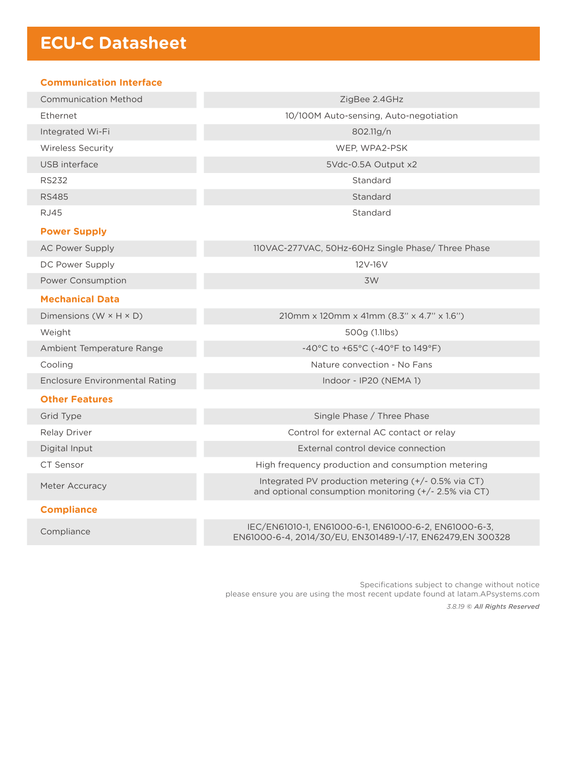# ECU-C Datasheet

## Communication Interface

| | |
|---|---|
| Communication Method | ZigBee 2.4GHz |
| Ethernet | 10/100M Auto-sensing, Auto-negotiation |
| Integrated Wi-Fi | 802.11g/n |
| Wireless Security | WEP, WPA2-PSK |
| USB interface | 5Vdc-0.5A Output x2 |
| RS232 | Standard |
| RS485 | Standard |
| RJ45 | Standard |

## Power Supply

| | |
|---|---|
| AC Power Supply | 110VAC-277VAC, 50Hz-60Hz Single Phase/ Three Phase |
| DC Power Supply | 12V-16V |
| Power Consumption | 3W |

## Mechanical Data

| | |
|---|---|
| Dimensions (W × H × D) | 210mm x 120mm x 41mm (8.3'' x 4.7'' x 1.6'') |
| Weight | 500g (1.1lbs) |
| Ambient Temperature Range | -40°C to +65°C (-40°F to 149°F) |
| Cooling | Nature convection - No Fans |
| Enclosure Environmental Rating | Indoor - IP20 (NEMA 1) |

## Other Features

| | |
|---|---|
| Grid Type | Single Phase / Three Phase |
| Relay Driver | Control for external AC contact or relay |
| Digital Input | External control device connection |
| CT Sensor | High frequency production and consumption metering |
| Meter Accuracy | Integrated PV production metering (+/- 0.5% via CT) and optional consumption monitoring (+/- 2.5% via CT) |

## Compliance

| | |
|---|---|
| Compliance | IEC/EN61010-1, EN61000-6-1, EN61000-6-2, EN61000-6-3, EN61000-6-4, 2014/30/EU, EN301489-1/-17, EN62479,EN 300328 |

Specifications subject to change without notice
please ensure you are using the most recent update found at latam.APsystems.com

*3.8.19 © **All Rights Reserved***